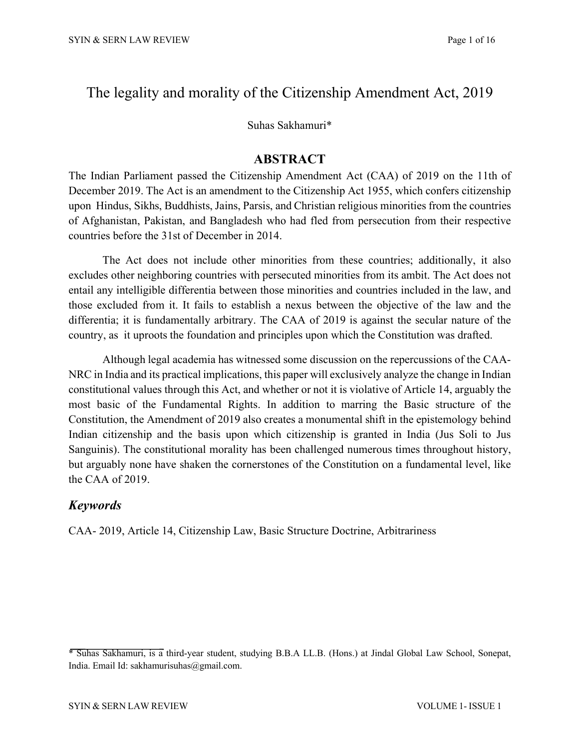# The legality and morality of the Citizenship Amendment Act, 2019

Suhas Sakhamuri*

## ABSTRACT

The Indian Parliament passed the Citizenship Amendment Act (CAA) of 2019 on the 11th of December 2019. The Act is an amendment to the Citizenship Act 1955, which confers citizenship upon Hindus, Sikhs, Buddhists, Jains, Parsis, and Christian religious minorities from the countries of Afghanistan, Pakistan, and Bangladesh who had fled from persecution from their respective countries before the 31st of December in 2014.

The Act does not include other minorities from these countries; additionally, it also excludes other neighboring countries with persecuted minorities from its ambit. The Act does not entail any intelligible differentia between those minorities and countries included in the law, and those excluded from it. It fails to establish a nexus between the objective of the law and the differentia; it is fundamentally arbitrary. The CAA of 2019 is against the secular nature of the country, as it uproots the foundation and principles upon which the Constitution was drafted.

Although legal academia has witnessed some discussion on the repercussions of the CAA-NRC in India and its practical implications, this paper will exclusively analyze the change in Indian constitutional values through this Act, and whether or not it is violative of Article 14, arguably the most basic of the Fundamental Rights. In addition to marring the Basic structure of the Constitution, the Amendment of 2019 also creates a monumental shift in the epistemology behind Indian citizenship and the basis upon which citizenship is granted in India (Jus Soli to Jus Sanguinis). The constitutional morality has been challenged numerous times throughout history, but arguably none have shaken the cornerstones of the Constitution on a fundamental level, like the CAA of 2019.

## *Keywords*

CAA- 2019, Article 14, Citizenship Law, Basic Structure Doctrine, Arbitrariness

---

* Suhas Sakhamuri, is a third-year student, studying B.B.A LL.B. (Hons.) at Jindal Global Law School, Sonepat, India. Email Id: sakhamurisuhas@gmail.com.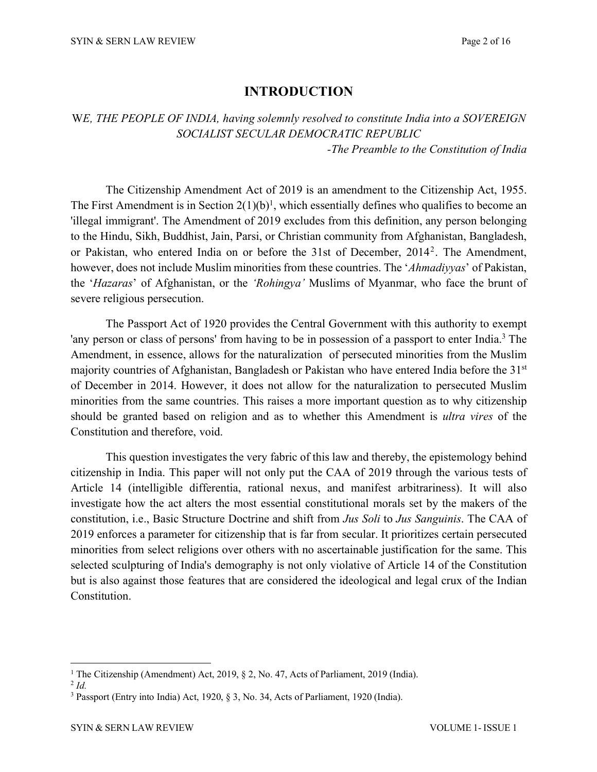# INTRODUCTION

*WE, THE PEOPLE OF INDIA, having solemnly resolved to constitute India into a SOVEREIGN SOCIALIST SECULAR DEMOCRATIC REPUBLIC*
*-The Preamble to the Constitution of India*

The Citizenship Amendment Act of 2019 is an amendment to the Citizenship Act, 1955. The First Amendment is in Section 2(1)(b)[1], which essentially defines who qualifies to become an 'illegal immigrant'. The Amendment of 2019 excludes from this definition, any person belonging to the Hindu, Sikh, Buddhist, Jain, Parsi, or Christian community from Afghanistan, Bangladesh, or Pakistan, who entered India on or before the 31st of December, 2014[2]. The Amendment, however, does not include Muslim minorities from these countries. The '*Ahmadiyyas*' of Pakistan, the '*Hazaras*' of Afghanistan, or the *'Rohingya'* Muslims of Myanmar, who face the brunt of severe religious persecution.

The Passport Act of 1920 provides the Central Government with this authority to exempt 'any person or class of persons' from having to be in possession of a passport to enter India.[3] The Amendment, in essence, allows for the naturalization of persecuted minorities from the Muslim majority countries of Afghanistan, Bangladesh or Pakistan who have entered India before the 31st of December in 2014. However, it does not allow for the naturalization to persecuted Muslim minorities from the same countries. This raises a more important question as to why citizenship should be granted based on religion and as to whether this Amendment is *ultra vires* of the Constitution and therefore, void.

This question investigates the very fabric of this law and thereby, the epistemology behind citizenship in India. This paper will not only put the CAA of 2019 through the various tests of Article 14 (intelligible differentia, rational nexus, and manifest arbitrariness). It will also investigate how the act alters the most essential constitutional morals set by the makers of the constitution, i.e., Basic Structure Doctrine and shift from *Jus Soli* to *Jus Sanguinis*. The CAA of 2019 enforces a parameter for citizenship that is far from secular. It prioritizes certain persecuted minorities from select religions over others with no ascertainable justification for the same. This selected sculpturing of India's demography is not only violative of Article 14 of the Constitution but is also against those features that are considered the ideological and legal crux of the Indian Constitution.

---

[1] The Citizenship (Amendment) Act, 2019, § 2, No. 47, Acts of Parliament, 2019 (India).

[2] *Id.*

[3] Passport (Entry into India) Act, 1920, § 3, No. 34, Acts of Parliament, 1920 (India).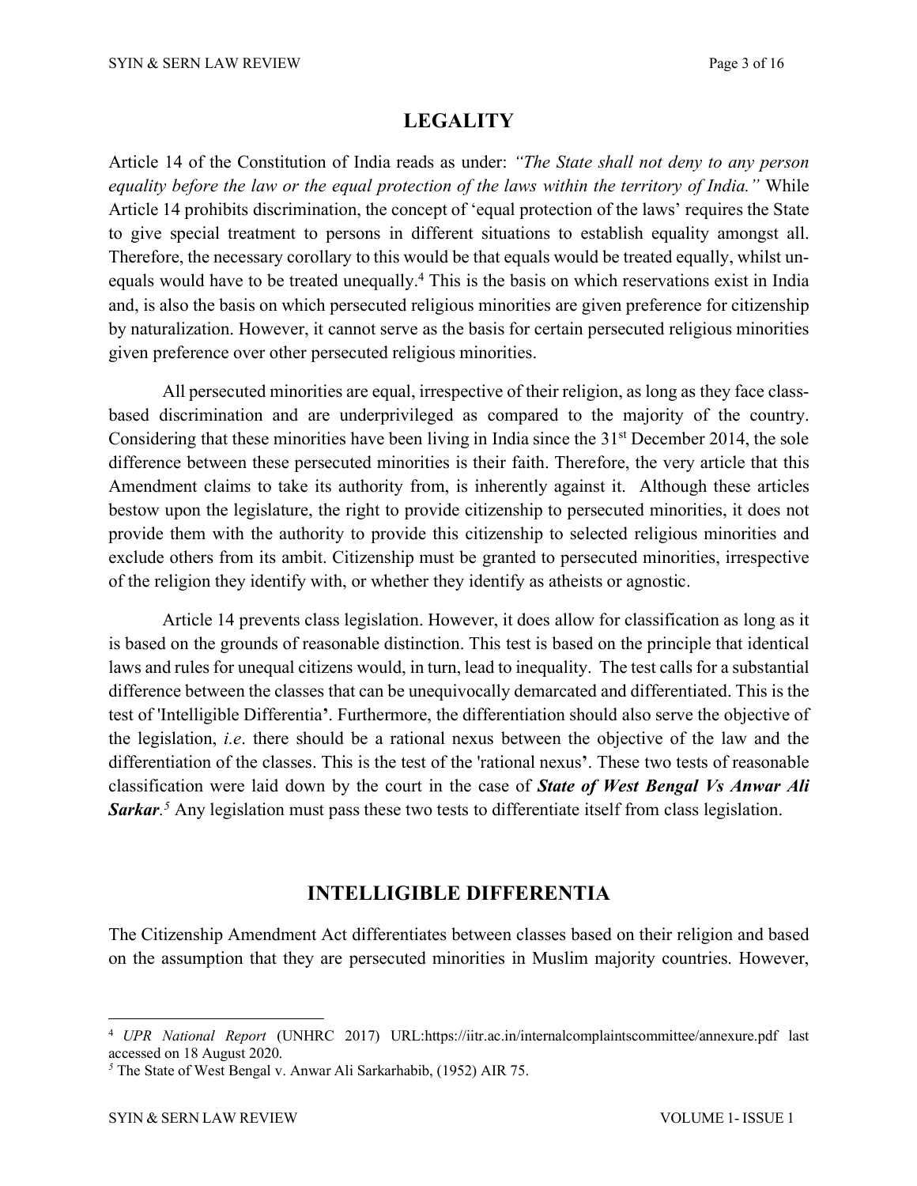## LEGALITY

Article 14 of the Constitution of India reads as under: *"The State shall not deny to any person equality before the law or the equal protection of the laws within the territory of India."* While Article 14 prohibits discrimination, the concept of 'equal protection of the laws' requires the State to give special treatment to persons in different situations to establish equality amongst all. Therefore, the necessary corollary to this would be that equals would be treated equally, whilst un-equals would have to be treated unequally.[4] This is the basis on which reservations exist in India and, is also the basis on which persecuted religious minorities are given preference for citizenship by naturalization. However, it cannot serve as the basis for certain persecuted religious minorities given preference over other persecuted religious minorities.

All persecuted minorities are equal, irrespective of their religion, as long as they face class-based discrimination and are underprivileged as compared to the majority of the country. Considering that these minorities have been living in India since the 31st December 2014, the sole difference between these persecuted minorities is their faith. Therefore, the very article that this Amendment claims to take its authority from, is inherently against it. Although these articles bestow upon the legislature, the right to provide citizenship to persecuted minorities, it does not provide them with the authority to provide this citizenship to selected religious minorities and exclude others from its ambit. Citizenship must be granted to persecuted minorities, irrespective of the religion they identify with, or whether they identify as atheists or agnostic.

Article 14 prevents class legislation. However, it does allow for classification as long as it is based on the grounds of reasonable distinction. This test is based on the principle that identical laws and rules for unequal citizens would, in turn, lead to inequality. The test calls for a substantial difference between the classes that can be unequivocally demarcated and differentiated. This is the test of 'Intelligible Differentia'. Furthermore, the differentiation should also serve the objective of the legislation, *i.e*. there should be a rational nexus between the objective of the law and the differentiation of the classes. This is the test of the 'rational nexus'. These two tests of reasonable classification were laid down by the court in the case of ***State of West Bengal Vs Anwar Ali Sarkar***.[5] Any legislation must pass these two tests to differentiate itself from class legislation.

## INTELLIGIBLE DIFFERENTIA

The Citizenship Amendment Act differentiates between classes based on their religion and based on the assumption that they are persecuted minorities in Muslim majority countries. However,

---

[4] *UPR National Report* (UNHRC 2017) URL:https://iitr.ac.in/internalcomplaintscommittee/annexure.pdf last accessed on 18 August 2020.

[5] The State of West Bengal v. Anwar Ali Sarkarhabib, (1952) AIR 75.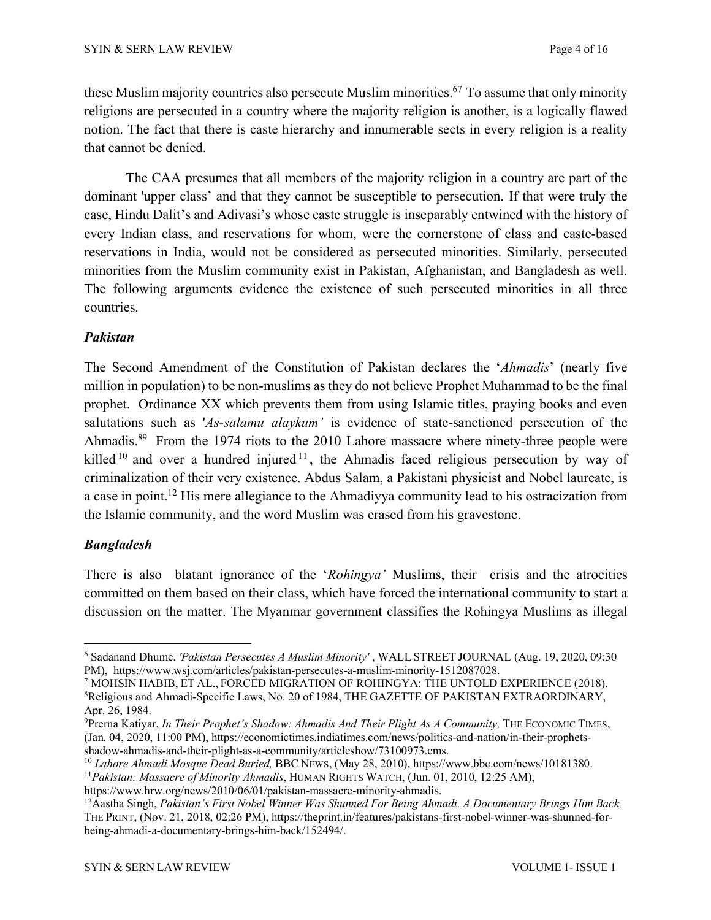these Muslim majority countries also persecute Muslim minorities.[6][7] To assume that only minority religions are persecuted in a country where the majority religion is another, is a logically flawed notion. The fact that there is caste hierarchy and innumerable sects in every religion is a reality that cannot be denied.

The CAA presumes that all members of the majority religion in a country are part of the dominant 'upper class' and that they cannot be susceptible to persecution. If that were truly the case, Hindu Dalit's and Adivasi's whose caste struggle is inseparably entwined with the history of every Indian class, and reservations for whom, were the cornerstone of class and caste-based reservations in India, would not be considered as persecuted minorities. Similarly, persecuted minorities from the Muslim community exist in Pakistan, Afghanistan, and Bangladesh as well. The following arguments evidence the existence of such persecuted minorities in all three countries.

### *Pakistan*

The Second Amendment of the Constitution of Pakistan declares the '*Ahmadis*' (nearly five million in population) to be non-muslims as they do not believe Prophet Muhammad to be the final prophet. Ordinance XX which prevents them from using Islamic titles, praying books and even salutations such as '*As-salamu alaykum'* is evidence of state-sanctioned persecution of the Ahmadis.[8][9] From the 1974 riots to the 2010 Lahore massacre where ninety-three people were killed[10] and over a hundred injured[11], the Ahmadis faced religious persecution by way of criminalization of their very existence. Abdus Salam, a Pakistani physicist and Nobel laureate, is a case in point.[12] His mere allegiance to the Ahmadiyya community lead to his ostracization from the Islamic community, and the word Muslim was erased from his gravestone.

### *Bangladesh*

There is also blatant ignorance of the '*Rohingya'* Muslims, their crisis and the atrocities committed on them based on their class, which have forced the international community to start a discussion on the matter. The Myanmar government classifies the Rohingya Muslims as illegal

---

[6] Sadanand Dhume, *'Pakistan Persecutes A Muslim Minority'* , WALL STREET JOURNAL (Aug. 19, 2020, 09:30 PM), https://www.wsj.com/articles/pakistan-persecutes-a-muslim-minority-1512087028.

[7] MOHSIN HABIB, ET AL., FORCED MIGRATION OF ROHINGYA: THE UNTOLD EXPERIENCE (2018).

[8] Religious and Ahmadi-Specific Laws, No. 20 of 1984, THE GAZETTE OF PAKISTAN EXTRAORDINARY, Apr. 26, 1984.

[9] Prerna Katiyar, *In Their Prophet's Shadow: Ahmadis And Their Plight As A Community,* THE ECONOMIC TIMES, (Jan. 04, 2020, 11:00 PM), https://economictimes.indiatimes.com/news/politics-and-nation/in-their-prophets-shadow-ahmadis-and-their-plight-as-a-community/articleshow/73100973.cms.

[10] *Lahore Ahmadi Mosque Dead Buried,* BBC NEWS, (May 28, 2010), https://www.bbc.com/news/10181380.

[11] *Pakistan: Massacre of Minority Ahmadis*, HUMAN RIGHTS WATCH, (Jun. 01, 2010, 12:25 AM), https://www.hrw.org/news/2010/06/01/pakistan-massacre-minority-ahmadis.

[12] Aastha Singh, *Pakistan's First Nobel Winner Was Shunned For Being Ahmadi. A Documentary Brings Him Back,* THE PRINT, (Nov. 21, 2018, 02:26 PM), https://theprint.in/features/pakistans-first-nobel-winner-was-shunned-for-being-ahmadi-a-documentary-brings-him-back/152494/.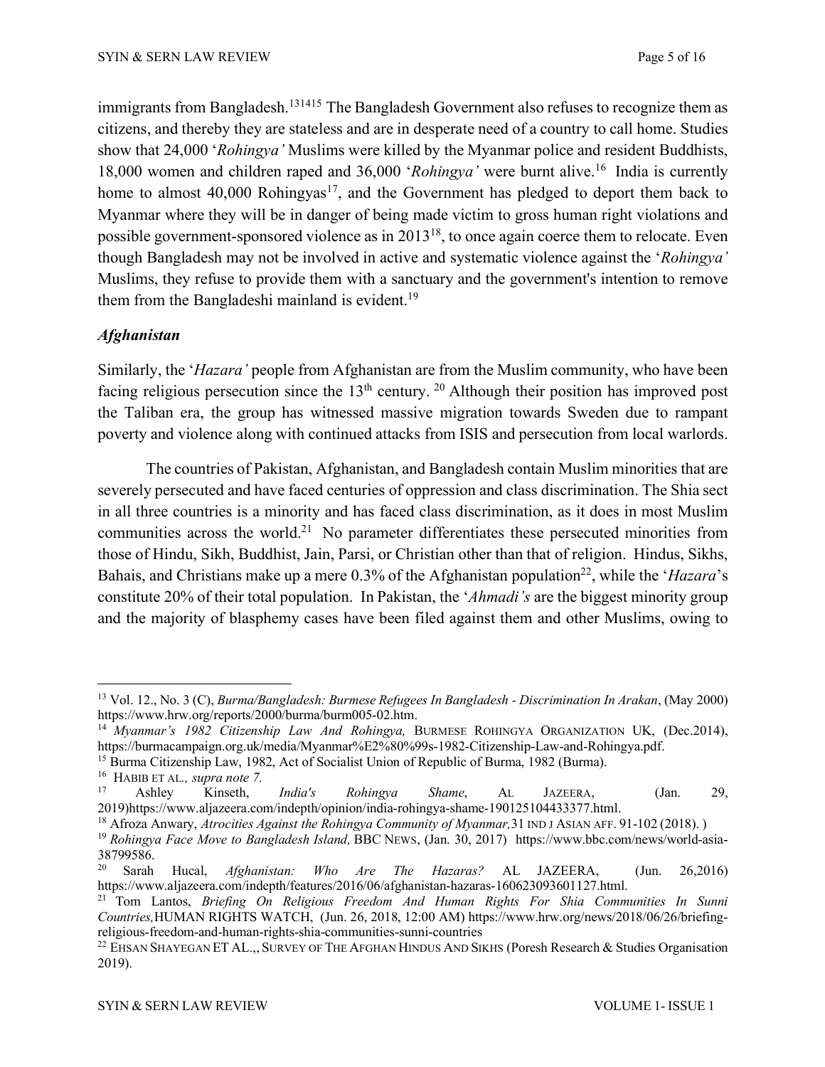immigrants from Bangladesh.[13][14][15] The Bangladesh Government also refuses to recognize them as citizens, and thereby they are stateless and are in desperate need of a country to call home. Studies show that 24,000 '*Rohingya'* Muslims were killed by the Myanmar police and resident Buddhists, 18,000 women and children raped and 36,000 '*Rohingya'* were burnt alive.[16] India is currently home to almost 40,000 Rohingyas[17], and the Government has pledged to deport them back to Myanmar where they will be in danger of being made victim to gross human right violations and possible government-sponsored violence as in 2013[18], to once again coerce them to relocate. Even though Bangladesh may not be involved in active and systematic violence against the '*Rohingya'* Muslims, they refuse to provide them with a sanctuary and the government's intention to remove them from the Bangladeshi mainland is evident.[19]

### *Afghanistan*

Similarly, the '*Hazara'* people from Afghanistan are from the Muslim community, who have been facing religious persecution since the 13th century.[20] Although their position has improved post the Taliban era, the group has witnessed massive migration towards Sweden due to rampant poverty and violence along with continued attacks from ISIS and persecution from local warlords.

The countries of Pakistan, Afghanistan, and Bangladesh contain Muslim minorities that are severely persecuted and have faced centuries of oppression and class discrimination. The Shia sect in all three countries is a minority and has faced class discrimination, as it does in most Muslim communities across the world.[21] No parameter differentiates these persecuted minorities from those of Hindu, Sikh, Buddhist, Jain, Parsi, or Christian other than that of religion. Hindus, Sikhs, Bahais, and Christians make up a mere 0.3% of the Afghanistan population[22], while the '*Hazara*'s constitute 20% of their total population. In Pakistan, the '*Ahmadi's* are the biggest minority group and the majority of blasphemy cases have been filed against them and other Muslims, owing to

---

[13] Vol. 12., No. 3 (C), *Burma/Bangladesh: Burmese Refugees In Bangladesh - Discrimination In Arakan*, (May 2000) https://www.hrw.org/reports/2000/burma/burm005-02.htm.

[14] *Myanmar's 1982 Citizenship Law And Rohingya,* BURMESE ROHINGYA ORGANIZATION UK, (Dec.2014), https://burmacampaign.org.uk/media/Myanmar%E2%80%99s-1982-Citizenship-Law-and-Rohingya.pdf.

[15] Burma Citizenship Law, 1982, Act of Socialist Union of Republic of Burma, 1982 (Burma).

[16] HABIB ET AL., *supra note 7.*

[17] Ashley Kinseth, *India's Rohingya Shame*, AL JAZEERA, (Jan. 29, 2019)https://www.aljazeera.com/indepth/opinion/india-rohingya-shame-190125104433377.html.

[18] Afroza Anwary, *Atrocities Against the Rohingya Community of Myanmar,*31 IND J ASIAN AFF. 91-102 (2018). )

[19] *Rohingya Face Move to Bangladesh Island,* BBC NEWS, (Jan. 30, 2017) https://www.bbc.com/news/world-asia-38799586.

[20] Sarah Hucal, *Afghanistan: Who Are The Hazaras?* AL JAZEERA, (Jun. 26,2016) https://www.aljazeera.com/indepth/features/2016/06/afghanistan-hazaras-160623093601127.html.

[21] Tom Lantos, *Briefing On Religious Freedom And Human Rights For Shia Communities In Sunni Countries,*HUMAN RIGHTS WATCH, (Jun. 26, 2018, 12:00 AM) https://www.hrw.org/news/2018/06/26/briefing-religious-freedom-and-human-rights-shia-communities-sunni-countries

[22] EHSAN SHAYEGAN ET AL.,, SURVEY OF THE AFGHAN HINDUS AND SIKHS (Poresh Research & Studies Organisation 2019).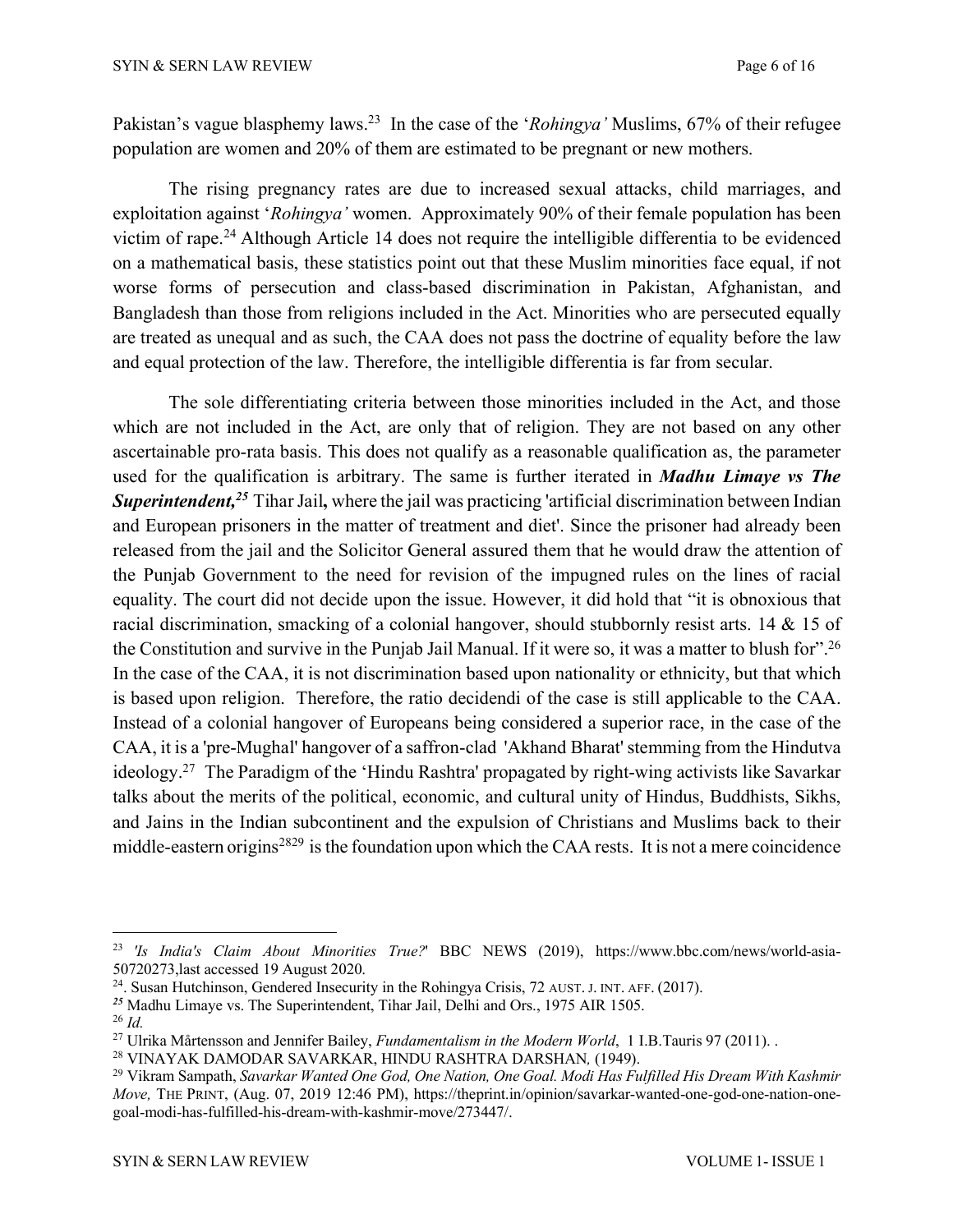Pakistan's vague blasphemy laws.[23] In the case of the '*Rohingya'* Muslims, 67% of their refugee population are women and 20% of them are estimated to be pregnant or new mothers.

The rising pregnancy rates are due to increased sexual attacks, child marriages, and exploitation against '*Rohingya'* women. Approximately 90% of their female population has been victim of rape.[24] Although Article 14 does not require the intelligible differentia to be evidenced on a mathematical basis, these statistics point out that these Muslim minorities face equal, if not worse forms of persecution and class-based discrimination in Pakistan, Afghanistan, and Bangladesh than those from religions included in the Act. Minorities who are persecuted equally are treated as unequal and as such, the CAA does not pass the doctrine of equality before the law and equal protection of the law. Therefore, the intelligible differentia is far from secular.

The sole differentiating criteria between those minorities included in the Act, and those which are not included in the Act, are only that of religion. They are not based on any other ascertainable pro-rata basis. This does not qualify as a reasonable qualification as, the parameter used for the qualification is arbitrary. The same is further iterated in ***Madhu Limaye vs The Superintendent,***[25] Tihar Jail**,** where the jail was practicing 'artificial discrimination between Indian and European prisoners in the matter of treatment and diet'. Since the prisoner had already been released from the jail and the Solicitor General assured them that he would draw the attention of the Punjab Government to the need for revision of the impugned rules on the lines of racial equality. The court did not decide upon the issue. However, it did hold that "it is obnoxious that racial discrimination, smacking of a colonial hangover, should stubbornly resist arts. 14 & 15 of the Constitution and survive in the Punjab Jail Manual. If it were so, it was a matter to blush for".[26] In the case of the CAA, it is not discrimination based upon nationality or ethnicity, but that which is based upon religion. Therefore, the ratio decidendi of the case is still applicable to the CAA. Instead of a colonial hangover of Europeans being considered a superior race, in the case of the CAA, it is a 'pre-Mughal' hangover of a saffron-clad 'Akhand Bharat' stemming from the Hindutva ideology.[27] The Paradigm of the 'Hindu Rashtra' propagated by right-wing activists like Savarkar talks about the merits of the political, economic, and cultural unity of Hindus, Buddhists, Sikhs, and Jains in the Indian subcontinent and the expulsion of Christians and Muslims back to their middle-eastern origins[28][29] is the foundation upon which the CAA rests. It is not a mere coincidence

---

[23] *'Is India's Claim About Minorities True?'* BBC NEWS (2019), https://www.bbc.com/news/world-asia-50720273,last accessed 19 August 2020.

[24]. Susan Hutchinson, Gendered Insecurity in the Rohingya Crisis, 72 AUST. J. INT. AFF. (2017).

[25] Madhu Limaye vs. The Superintendent, Tihar Jail, Delhi and Ors., 1975 AIR 1505.

[26] *Id.*

[27] Ulrika Mårtensson and Jennifer Bailey, *Fundamentalism in the Modern World*, 1 I.B.Tauris 97 (2011). .

[28] VINAYAK DAMODAR SAVARKAR, HINDU RASHTRA DARSHAN*,* (1949).

[29] Vikram Sampath, *Savarkar Wanted One God, One Nation, One Goal. Modi Has Fulfilled His Dream With Kashmir Move,* THE PRINT, (Aug. 07, 2019 12:46 PM), https://theprint.in/opinion/savarkar-wanted-one-god-one-nation-one-goal-modi-has-fulfilled-his-dream-with-kashmir-move/273447/.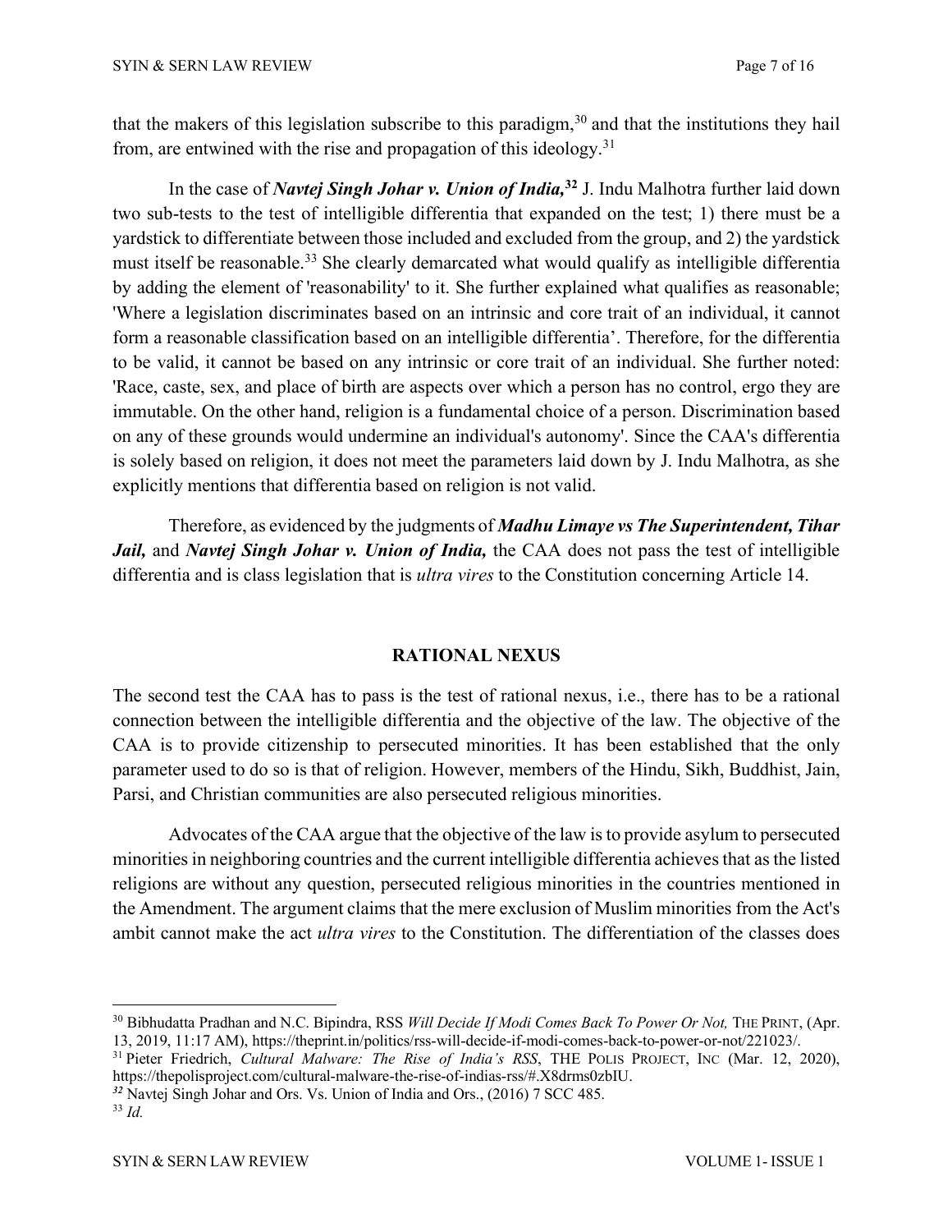that the makers of this legislation subscribe to this paradigm,[30] and that the institutions they hail from, are entwined with the rise and propagation of this ideology.[31]

In the case of ***Navtej Singh Johar v. Union of India,***[32] J. Indu Malhotra further laid down two sub-tests to the test of intelligible differentia that expanded on the test; 1) there must be a yardstick to differentiate between those included and excluded from the group, and 2) the yardstick must itself be reasonable.[33] She clearly demarcated what would qualify as intelligible differentia by adding the element of 'reasonability' to it. She further explained what qualifies as reasonable; 'Where a legislation discriminates based on an intrinsic and core trait of an individual, it cannot form a reasonable classification based on an intelligible differentia'. Therefore, for the differentia to be valid, it cannot be based on any intrinsic or core trait of an individual. She further noted: 'Race, caste, sex, and place of birth are aspects over which a person has no control, ergo they are immutable. On the other hand, religion is a fundamental choice of a person. Discrimination based on any of these grounds would undermine an individual's autonomy'. Since the CAA's differentia is solely based on religion, it does not meet the parameters laid down by J. Indu Malhotra, as she explicitly mentions that differentia based on religion is not valid.

Therefore, as evidenced by the judgments of ***Madhu Limaye vs The Superintendent, Tihar Jail,*** and ***Navtej Singh Johar v. Union of India,*** the CAA does not pass the test of intelligible differentia and is class legislation that is *ultra vires* to the Constitution concerning Article 14.

## RATIONAL NEXUS

The second test the CAA has to pass is the test of rational nexus, i.e., there has to be a rational connection between the intelligible differentia and the objective of the law. The objective of the CAA is to provide citizenship to persecuted minorities. It has been established that the only parameter used to do so is that of religion. However, members of the Hindu, Sikh, Buddhist, Jain, Parsi, and Christian communities are also persecuted religious minorities.

Advocates of the CAA argue that the objective of the law is to provide asylum to persecuted minorities in neighboring countries and the current intelligible differentia achieves that as the listed religions are without any question, persecuted religious minorities in the countries mentioned in the Amendment. The argument claims that the mere exclusion of Muslim minorities from the Act's ambit cannot make the act *ultra vires* to the Constitution. The differentiation of the classes does

---

[30] Bibhudatta Pradhan and N.C. Bipindra, RSS *Will Decide If Modi Comes Back To Power Or Not,* THE PRINT, (Apr. 13, 2019, 11:17 AM), https://theprint.in/politics/rss-will-decide-if-modi-comes-back-to-power-or-not/221023/.

[31] Pieter Friedrich, *Cultural Malware: The Rise of India's RSS*, THE POLIS PROJECT, INC (Mar. 12, 2020), https://thepolisproject.com/cultural-malware-the-rise-of-indias-rss/#.X8drms0zbIU.

[32] Navtej Singh Johar and Ors. Vs. Union of India and Ors., (2016) 7 SCC 485.

[33] *Id.*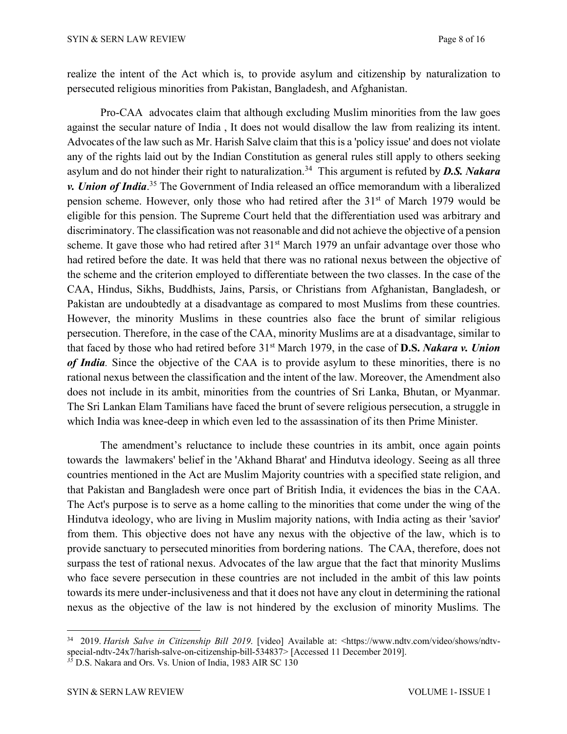realize the intent of the Act which is, to provide asylum and citizenship by naturalization to persecuted religious minorities from Pakistan, Bangladesh, and Afghanistan.

Pro-CAA advocates claim that although excluding Muslim minorities from the law goes against the secular nature of India , It does not would disallow the law from realizing its intent. Advocates of the law such as Mr. Harish Salve claim that this is a 'policy issue' and does not violate any of the rights laid out by the Indian Constitution as general rules still apply to others seeking asylum and do not hinder their right to naturalization.[34] This argument is refuted by ***D.S. Nakara v. Union of India***.[35] The Government of India released an office memorandum with a liberalized pension scheme. However, only those who had retired after the 31st of March 1979 would be eligible for this pension. The Supreme Court held that the differentiation used was arbitrary and discriminatory. The classification was not reasonable and did not achieve the objective of a pension scheme. It gave those who had retired after 31st March 1979 an unfair advantage over those who had retired before the date. It was held that there was no rational nexus between the objective of the scheme and the criterion employed to differentiate between the two classes. In the case of the CAA, Hindus, Sikhs, Buddhists, Jains, Parsis, or Christians from Afghanistan, Bangladesh, or Pakistan are undoubtedly at a disadvantage as compared to most Muslims from these countries. However, the minority Muslims in these countries also face the brunt of similar religious persecution. Therefore, in the case of the CAA, minority Muslims are at a disadvantage, similar to that faced by those who had retired before 31st March 1979, in the case of **D.S. *Nakara v. Union of India*.** Since the objective of the CAA is to provide asylum to these minorities, there is no rational nexus between the classification and the intent of the law. Moreover, the Amendment also does not include in its ambit, minorities from the countries of Sri Lanka, Bhutan, or Myanmar. The Sri Lankan Elam Tamilians have faced the brunt of severe religious persecution, a struggle in which India was knee-deep in which even led to the assassination of its then Prime Minister.

The amendment's reluctance to include these countries in its ambit, once again points towards the lawmakers' belief in the 'Akhand Bharat' and Hindutva ideology. Seeing as all three countries mentioned in the Act are Muslim Majority countries with a specified state religion, and that Pakistan and Bangladesh were once part of British India, it evidences the bias in the CAA. The Act's purpose is to serve as a home calling to the minorities that come under the wing of the Hindutva ideology, who are living in Muslim majority nations, with India acting as their 'savior' from them. This objective does not have any nexus with the objective of the law, which is to provide sanctuary to persecuted minorities from bordering nations. The CAA, therefore, does not surpass the test of rational nexus. Advocates of the law argue that the fact that minority Muslims who face severe persecution in these countries are not included in the ambit of this law points towards its mere under-inclusiveness and that it does not have any clout in determining the rational nexus as the objective of the law is not hindered by the exclusion of minority Muslims. The

---

[34] 2019. *Harish Salve in Citizenship Bill 2019*. [video] Available at: <https://www.ndtv.com/video/shows/ndtv-special-ndtv-24x7/harish-salve-on-citizenship-bill-534837> [Accessed 11 December 2019].

[35] D.S. Nakara and Ors. Vs. Union of India, 1983 AIR SC 130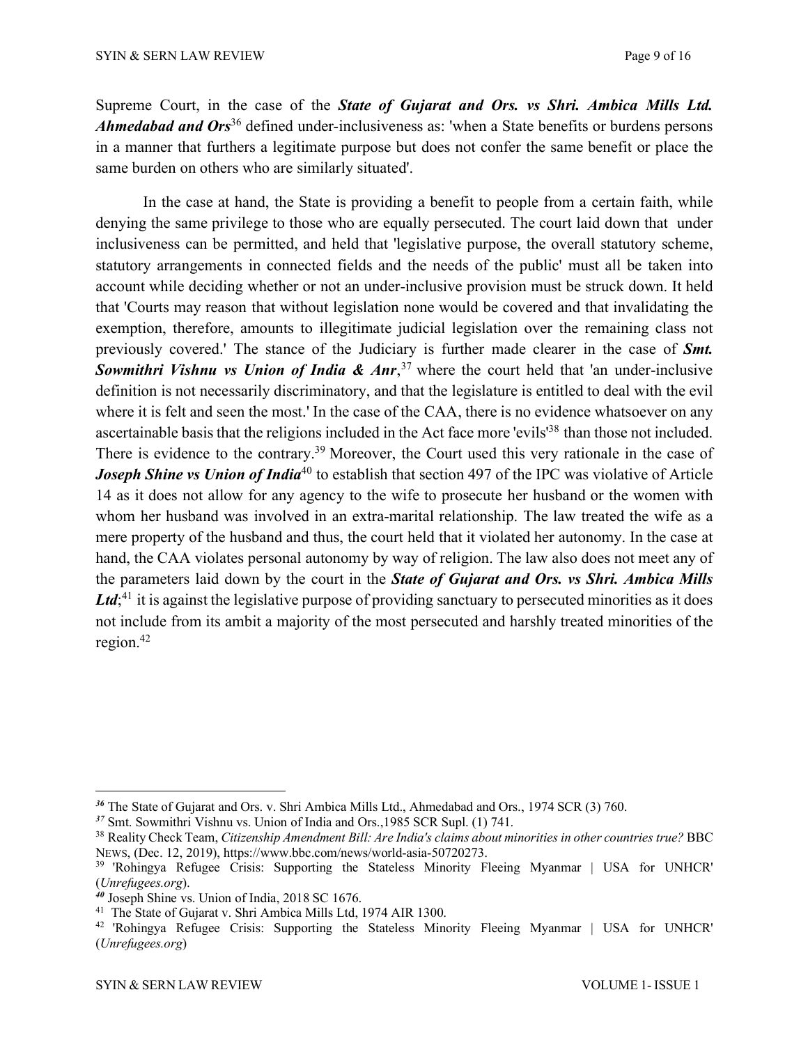Supreme Court, in the case of the ***State of Gujarat and Ors. vs Shri. Ambica Mills Ltd. Ahmedabad and Ors***[36] defined under-inclusiveness as: 'when a State benefits or burdens persons in a manner that furthers a legitimate purpose but does not confer the same benefit or place the same burden on others who are similarly situated'.

In the case at hand, the State is providing a benefit to people from a certain faith, while denying the same privilege to those who are equally persecuted. The court laid down that under inclusiveness can be permitted, and held that 'legislative purpose, the overall statutory scheme, statutory arrangements in connected fields and the needs of the public' must all be taken into account while deciding whether or not an under-inclusive provision must be struck down. It held that 'Courts may reason that without legislation none would be covered and that invalidating the exemption, therefore, amounts to illegitimate judicial legislation over the remaining class not previously covered.' The stance of the Judiciary is further made clearer in the case of ***Smt. Sowmithri Vishnu vs Union of India & Anr***,[37] where the court held that 'an under-inclusive definition is not necessarily discriminatory, and that the legislature is entitled to deal with the evil where it is felt and seen the most.' In the case of the CAA, there is no evidence whatsoever on any ascertainable basis that the religions included in the Act face more 'evils'[38] than those not included. There is evidence to the contrary.[39] Moreover, the Court used this very rationale in the case of ***Joseph Shine vs Union of India***[40] to establish that section 497 of the IPC was violative of Article 14 as it does not allow for any agency to the wife to prosecute her husband or the women with whom her husband was involved in an extra-marital relationship. The law treated the wife as a mere property of the husband and thus, the court held that it violated her autonomy. In the case at hand, the CAA violates personal autonomy by way of religion. The law also does not meet any of the parameters laid down by the court in the ***State of Gujarat and Ors. vs Shri. Ambica Mills Ltd***;[41] it is against the legislative purpose of providing sanctuary to persecuted minorities as it does not include from its ambit a majority of the most persecuted and harshly treated minorities of the region.[42]

---

[36] The State of Gujarat and Ors. v. Shri Ambica Mills Ltd., Ahmedabad and Ors., 1974 SCR (3) 760.

[37] Smt. Sowmithri Vishnu vs. Union of India and Ors.,1985 SCR Supl. (1) 741.

[38] Reality Check Team, *Citizenship Amendment Bill: Are India's claims about minorities in other countries true?* BBC NEWS, (Dec. 12, 2019), https://www.bbc.com/news/world-asia-50720273.

[39] 'Rohingya Refugee Crisis: Supporting the Stateless Minority Fleeing Myanmar | USA for UNHCR' (*Unrefugees.org*).

[40] Joseph Shine vs. Union of India, 2018 SC 1676.

[41] The State of Gujarat v. Shri Ambica Mills Ltd, 1974 AIR 1300.

[42] 'Rohingya Refugee Crisis: Supporting the Stateless Minority Fleeing Myanmar | USA for UNHCR' (*Unrefugees.org*)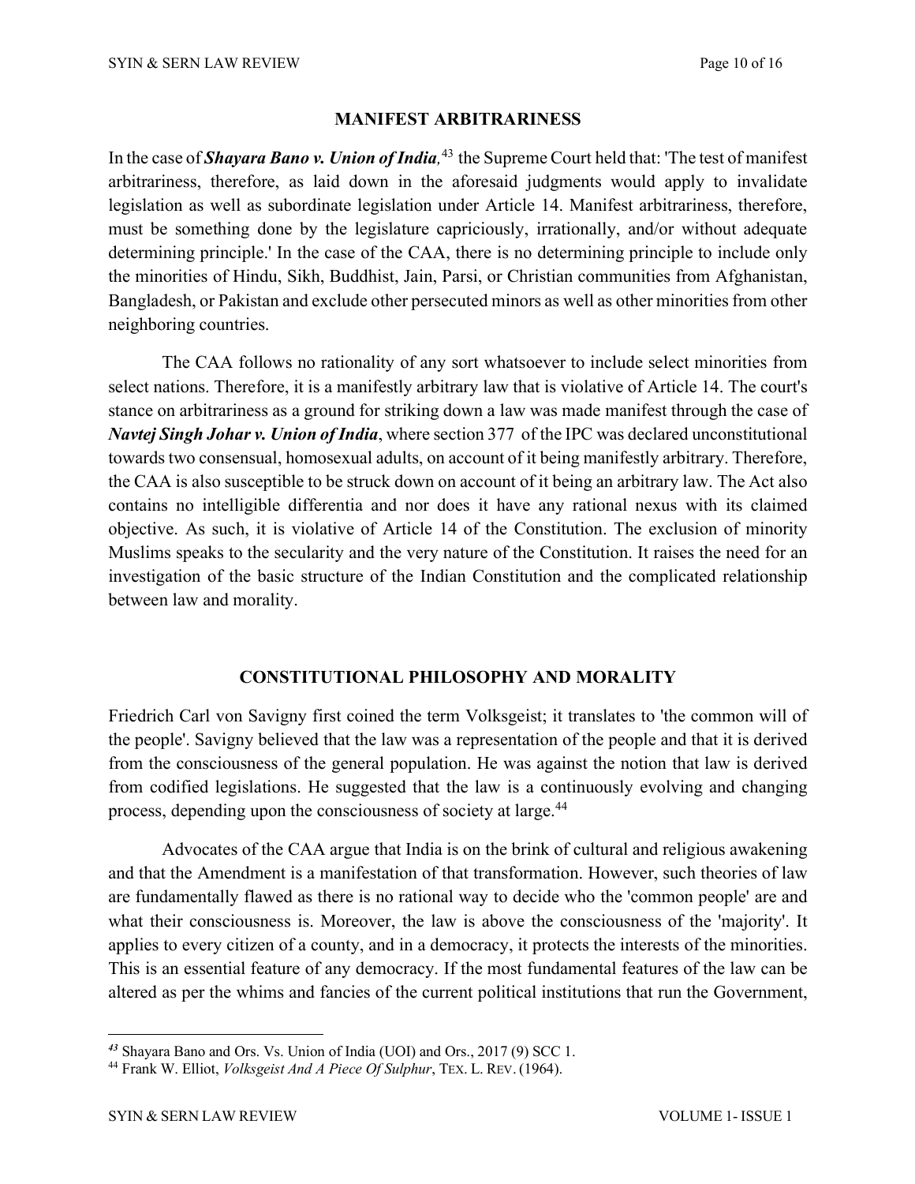## MANIFEST ARBITRARINESS

In the case of ***Shayara Bano v. Union of India,***[43] the Supreme Court held that: 'The test of manifest arbitrariness, therefore, as laid down in the aforesaid judgments would apply to invalidate legislation as well as subordinate legislation under Article 14. Manifest arbitrariness, therefore, must be something done by the legislature capriciously, irrationally, and/or without adequate determining principle.' In the case of the CAA, there is no determining principle to include only the minorities of Hindu, Sikh, Buddhist, Jain, Parsi, or Christian communities from Afghanistan, Bangladesh, or Pakistan and exclude other persecuted minors as well as other minorities from other neighboring countries.

The CAA follows no rationality of any sort whatsoever to include select minorities from select nations. Therefore, it is a manifestly arbitrary law that is violative of Article 14. The court's stance on arbitrariness as a ground for striking down a law was made manifest through the case of ***Navtej Singh Johar v. Union of India***, where section 377 of the IPC was declared unconstitutional towards two consensual, homosexual adults, on account of it being manifestly arbitrary. Therefore, the CAA is also susceptible to be struck down on account of it being an arbitrary law. The Act also contains no intelligible differentia and nor does it have any rational nexus with its claimed objective. As such, it is violative of Article 14 of the Constitution. The exclusion of minority Muslims speaks to the secularity and the very nature of the Constitution. It raises the need for an investigation of the basic structure of the Indian Constitution and the complicated relationship between law and morality.

## CONSTITUTIONAL PHILOSOPHY AND MORALITY

Friedrich Carl von Savigny first coined the term Volksgeist; it translates to 'the common will of the people'. Savigny believed that the law was a representation of the people and that it is derived from the consciousness of the general population. He was against the notion that law is derived from codified legislations. He suggested that the law is a continuously evolving and changing process, depending upon the consciousness of society at large.[44]

Advocates of the CAA argue that India is on the brink of cultural and religious awakening and that the Amendment is a manifestation of that transformation. However, such theories of law are fundamentally flawed as there is no rational way to decide who the 'common people' are and what their consciousness is. Moreover, the law is above the consciousness of the 'majority'. It applies to every citizen of a county, and in a democracy, it protects the interests of the minorities. This is an essential feature of any democracy. If the most fundamental features of the law can be altered as per the whims and fancies of the current political institutions that run the Government,

---

[43] Shayara Bano and Ors. Vs. Union of India (UOI) and Ors., 2017 (9) SCC 1.

[44] Frank W. Elliot, *Volksgeist And A Piece Of Sulphur*, TEX. L. REV. (1964).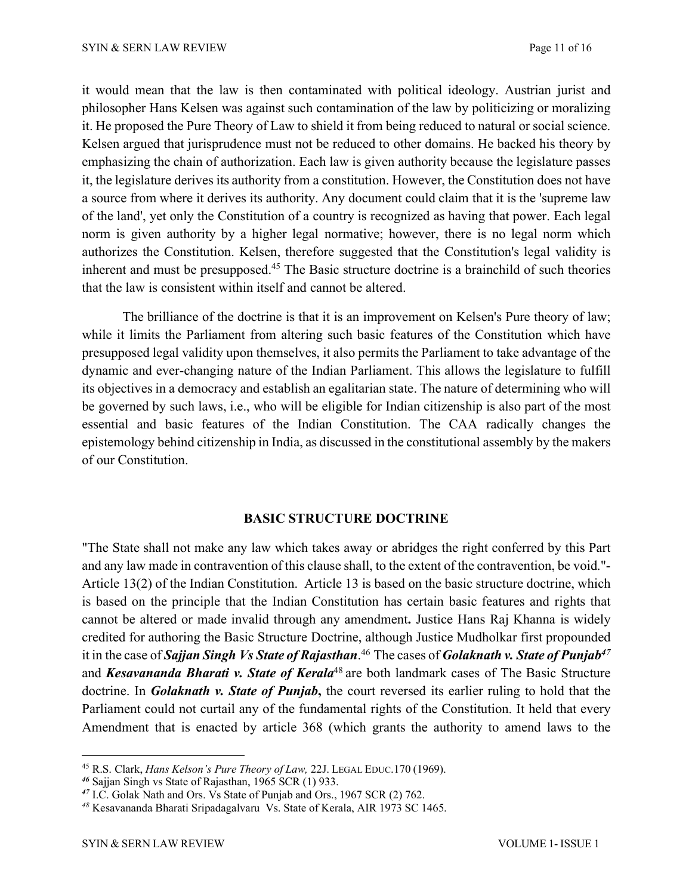it would mean that the law is then contaminated with political ideology. Austrian jurist and philosopher Hans Kelsen was against such contamination of the law by politicizing or moralizing it. He proposed the Pure Theory of Law to shield it from being reduced to natural or social science. Kelsen argued that jurisprudence must not be reduced to other domains. He backed his theory by emphasizing the chain of authorization. Each law is given authority because the legislature passes it, the legislature derives its authority from a constitution. However, the Constitution does not have a source from where it derives its authority. Any document could claim that it is the 'supreme law of the land', yet only the Constitution of a country is recognized as having that power. Each legal norm is given authority by a higher legal normative; however, there is no legal norm which authorizes the Constitution. Kelsen, therefore suggested that the Constitution's legal validity is inherent and must be presupposed.[45] The Basic structure doctrine is a brainchild of such theories that the law is consistent within itself and cannot be altered.

The brilliance of the doctrine is that it is an improvement on Kelsen's Pure theory of law; while it limits the Parliament from altering such basic features of the Constitution which have presupposed legal validity upon themselves, it also permits the Parliament to take advantage of the dynamic and ever-changing nature of the Indian Parliament. This allows the legislature to fulfill its objectives in a democracy and establish an egalitarian state. The nature of determining who will be governed by such laws, i.e., who will be eligible for Indian citizenship is also part of the most essential and basic features of the Indian Constitution. The CAA radically changes the epistemology behind citizenship in India, as discussed in the constitutional assembly by the makers of our Constitution.

## BASIC STRUCTURE DOCTRINE

"The State shall not make any law which takes away or abridges the right conferred by this Part and any law made in contravention of this clause shall, to the extent of the contravention, be void."- Article 13(2) of the Indian Constitution. Article 13 is based on the basic structure doctrine, which is based on the principle that the Indian Constitution has certain basic features and rights that cannot be altered or made invalid through any amendment**.** Justice Hans Raj Khanna is widely credited for authoring the Basic Structure Doctrine, although Justice Mudholkar first propounded it in the case of ***Sajjan Singh Vs State of Rajasthan***.[46] The cases of ***Golaknath v. State of Punjab***[47] and ***Kesavananda Bharati v. State of Kerala***[48] are both landmark cases of The Basic Structure doctrine. In ***Golaknath v. State of Punjab*****,** the court reversed its earlier ruling to hold that the Parliament could not curtail any of the fundamental rights of the Constitution. It held that every Amendment that is enacted by article 368 (which grants the authority to amend laws to the

---

[45] R.S. Clark, *Hans Kelson's Pure Theory of Law,* 22J. LEGAL EDUC.170 (1969).

[46] Sajjan Singh vs State of Rajasthan, 1965 SCR (1) 933.

[47] I.C. Golak Nath and Ors. Vs State of Punjab and Ors., 1967 SCR (2) 762.

[48] Kesavananda Bharati Sripadagalvaru Vs. State of Kerala, AIR 1973 SC 1465.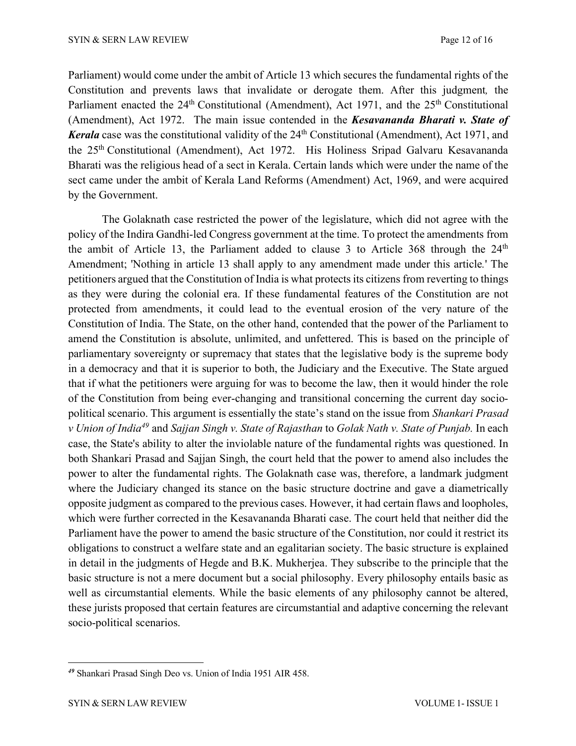Parliament) would come under the ambit of Article 13 which secures the fundamental rights of the Constitution and prevents laws that invalidate or derogate them. After this judgment*,* the Parliament enacted the 24th Constitutional (Amendment), Act 1971, and the 25th Constitutional (Amendment), Act 1972. The main issue contended in the ***Kesavananda Bharati v. State of Kerala*** case was the constitutional validity of the 24th Constitutional (Amendment), Act 1971, and the 25th Constitutional (Amendment), Act 1972. His Holiness Sripad Galvaru Kesavananda Bharati was the religious head of a sect in Kerala. Certain lands which were under the name of the sect came under the ambit of Kerala Land Reforms (Amendment) Act, 1969, and were acquired by the Government.

The Golaknath case restricted the power of the legislature, which did not agree with the policy of the Indira Gandhi-led Congress government at the time. To protect the amendments from the ambit of Article 13, the Parliament added to clause 3 to Article 368 through the 24th Amendment; 'Nothing in article 13 shall apply to any amendment made under this article.' The petitioners argued that the Constitution of India is what protects its citizens from reverting to things as they were during the colonial era. If these fundamental features of the Constitution are not protected from amendments, it could lead to the eventual erosion of the very nature of the Constitution of India. The State, on the other hand, contended that the power of the Parliament to amend the Constitution is absolute, unlimited, and unfettered. This is based on the principle of parliamentary sovereignty or supremacy that states that the legislative body is the supreme body in a democracy and that it is superior to both, the Judiciary and the Executive. The State argued that if what the petitioners were arguing for was to become the law, then it would hinder the role of the Constitution from being ever-changing and transitional concerning the current day socio-political scenario. This argument is essentially the state's stand on the issue from *Shankari Prasad v Union of India*[49] and *Sajjan Singh v. State of Rajasthan* to *Golak Nath v. State of Punjab.* In each case, the State's ability to alter the inviolable nature of the fundamental rights was questioned. In both Shankari Prasad and Sajjan Singh, the court held that the power to amend also includes the power to alter the fundamental rights. The Golaknath case was, therefore, a landmark judgment where the Judiciary changed its stance on the basic structure doctrine and gave a diametrically opposite judgment as compared to the previous cases. However, it had certain flaws and loopholes, which were further corrected in the Kesavananda Bharati case. The court held that neither did the Parliament have the power to amend the basic structure of the Constitution, nor could it restrict its obligations to construct a welfare state and an egalitarian society. The basic structure is explained in detail in the judgments of Hegde and B.K. Mukherjea. They subscribe to the principle that the basic structure is not a mere document but a social philosophy. Every philosophy entails basic as well as circumstantial elements. While the basic elements of any philosophy cannot be altered, these jurists proposed that certain features are circumstantial and adaptive concerning the relevant socio-political scenarios.

---

[49] Shankari Prasad Singh Deo vs. Union of India 1951 AIR 458.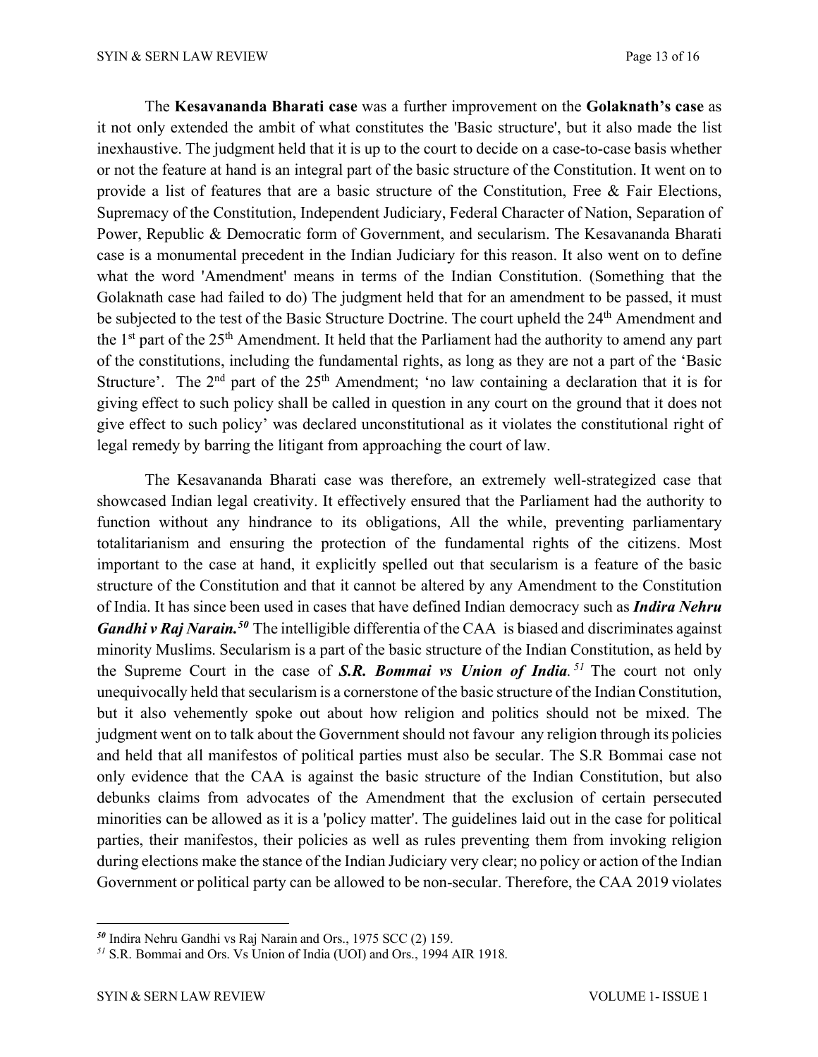The **Kesavananda Bharati case** was a further improvement on the **Golaknath's case** as it not only extended the ambit of what constitutes the 'Basic structure', but it also made the list inexhaustive. The judgment held that it is up to the court to decide on a case-to-case basis whether or not the feature at hand is an integral part of the basic structure of the Constitution. It went on to provide a list of features that are a basic structure of the Constitution, Free & Fair Elections, Supremacy of the Constitution, Independent Judiciary, Federal Character of Nation, Separation of Power, Republic & Democratic form of Government, and secularism. The Kesavananda Bharati case is a monumental precedent in the Indian Judiciary for this reason. It also went on to define what the word 'Amendment' means in terms of the Indian Constitution. (Something that the Golaknath case had failed to do) The judgment held that for an amendment to be passed, it must be subjected to the test of the Basic Structure Doctrine. The court upheld the 24th Amendment and the 1st part of the 25th Amendment. It held that the Parliament had the authority to amend any part of the constitutions, including the fundamental rights, as long as they are not a part of the 'Basic Structure'. The 2nd part of the 25th Amendment; 'no law containing a declaration that it is for giving effect to such policy shall be called in question in any court on the ground that it does not give effect to such policy' was declared unconstitutional as it violates the constitutional right of legal remedy by barring the litigant from approaching the court of law.

The Kesavananda Bharati case was therefore, an extremely well-strategized case that showcased Indian legal creativity. It effectively ensured that the Parliament had the authority to function without any hindrance to its obligations, All the while, preventing parliamentary totalitarianism and ensuring the protection of the fundamental rights of the citizens. Most important to the case at hand, it explicitly spelled out that secularism is a feature of the basic structure of the Constitution and that it cannot be altered by any Amendment to the Constitution of India. It has since been used in cases that have defined Indian democracy such as ***Indira Nehru Gandhi v Raj Narain.***[50] The intelligible differentia of the CAA is biased and discriminates against minority Muslims. Secularism is a part of the basic structure of the Indian Constitution, as held by the Supreme Court in the case of ***S.R. Bommai vs Union of India.***[51] The court not only unequivocally held that secularism is a cornerstone of the basic structure of the Indian Constitution, but it also vehemently spoke out about how religion and politics should not be mixed. The judgment went on to talk about the Government should not favour any religion through its policies and held that all manifestos of political parties must also be secular. The S.R Bommai case not only evidence that the CAA is against the basic structure of the Indian Constitution, but also debunks claims from advocates of the Amendment that the exclusion of certain persecuted minorities can be allowed as it is a 'policy matter'. The guidelines laid out in the case for political parties, their manifestos, their policies as well as rules preventing them from invoking religion during elections make the stance of the Indian Judiciary very clear; no policy or action of the Indian Government or political party can be allowed to be non-secular. Therefore, the CAA 2019 violates

---

[50] Indira Nehru Gandhi vs Raj Narain and Ors., 1975 SCC (2) 159.

[51] S.R. Bommai and Ors. Vs Union of India (UOI) and Ors., 1994 AIR 1918.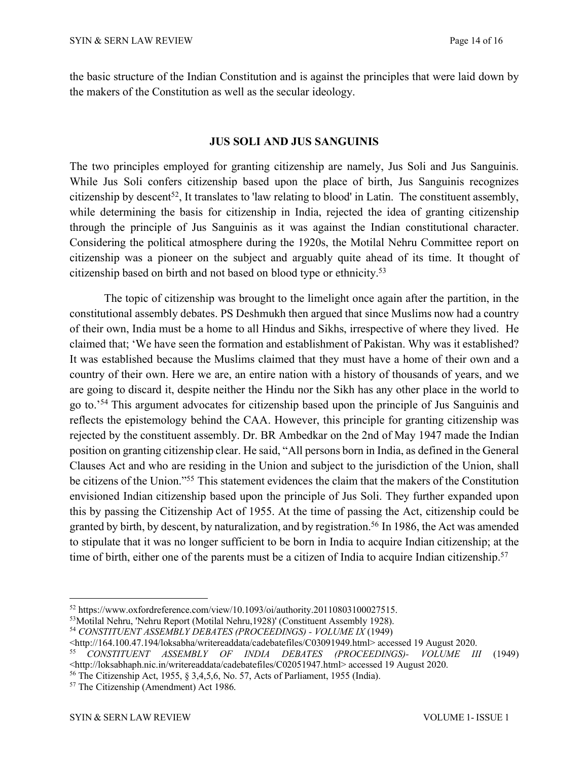the basic structure of the Indian Constitution and is against the principles that were laid down by the makers of the Constitution as well as the secular ideology.

## JUS SOLI AND JUS SANGUINIS

The two principles employed for granting citizenship are namely, Jus Soli and Jus Sanguinis. While Jus Soli confers citizenship based upon the place of birth, Jus Sanguinis recognizes citizenship by descent[52], It translates to 'law relating to blood' in Latin. The constituent assembly, while determining the basis for citizenship in India, rejected the idea of granting citizenship through the principle of Jus Sanguinis as it was against the Indian constitutional character. Considering the political atmosphere during the 1920s, the Motilal Nehru Committee report on citizenship was a pioneer on the subject and arguably quite ahead of its time. It thought of citizenship based on birth and not based on blood type or ethnicity.[53]

The topic of citizenship was brought to the limelight once again after the partition, in the constitutional assembly debates. PS Deshmukh then argued that since Muslims now had a country of their own, India must be a home to all Hindus and Sikhs, irrespective of where they lived. He claimed that; 'We have seen the formation and establishment of Pakistan. Why was it established? It was established because the Muslims claimed that they must have a home of their own and a country of their own. Here we are, an entire nation with a history of thousands of years, and we are going to discard it, despite neither the Hindu nor the Sikh has any other place in the world to go to.'[54] This argument advocates for citizenship based upon the principle of Jus Sanguinis and reflects the epistemology behind the CAA. However, this principle for granting citizenship was rejected by the constituent assembly. Dr. BR Ambedkar on the 2nd of May 1947 made the Indian position on granting citizenship clear. He said, "All persons born in India, as defined in the General Clauses Act and who are residing in the Union and subject to the jurisdiction of the Union, shall be citizens of the Union."[55] This statement evidences the claim that the makers of the Constitution envisioned Indian citizenship based upon the principle of Jus Soli. They further expanded upon this by passing the Citizenship Act of 1955. At the time of passing the Act, citizenship could be granted by birth, by descent, by naturalization, and by registration.[56] In 1986, the Act was amended to stipulate that it was no longer sufficient to be born in India to acquire Indian citizenship; at the time of birth, either one of the parents must be a citizen of India to acquire Indian citizenship.[57]

---

[52] https://www.oxfordreference.com/view/10.1093/oi/authority.20110803100027515.

[53] Motilal Nehru, 'Nehru Report (Motilal Nehru,1928)' (Constituent Assembly 1928).

[54] *CONSTITUENT ASSEMBLY DEBATES (PROCEEDINGS) - VOLUME IX* (1949) <http://164.100.47.194/loksabha/writereaddata/cadebatefiles/C03091949.html> accessed 19 August 2020.

[55] *CONSTITUENT ASSEMBLY OF INDIA DEBATES (PROCEEDINGS)- VOLUME III* (1949) <http://loksabhaph.nic.in/writereaddata/cadebatefiles/C02051947.html> accessed 19 August 2020.

[56] The Citizenship Act, 1955, § 3,4,5,6, No. 57, Acts of Parliament, 1955 (India).

[57] The Citizenship (Amendment) Act 1986.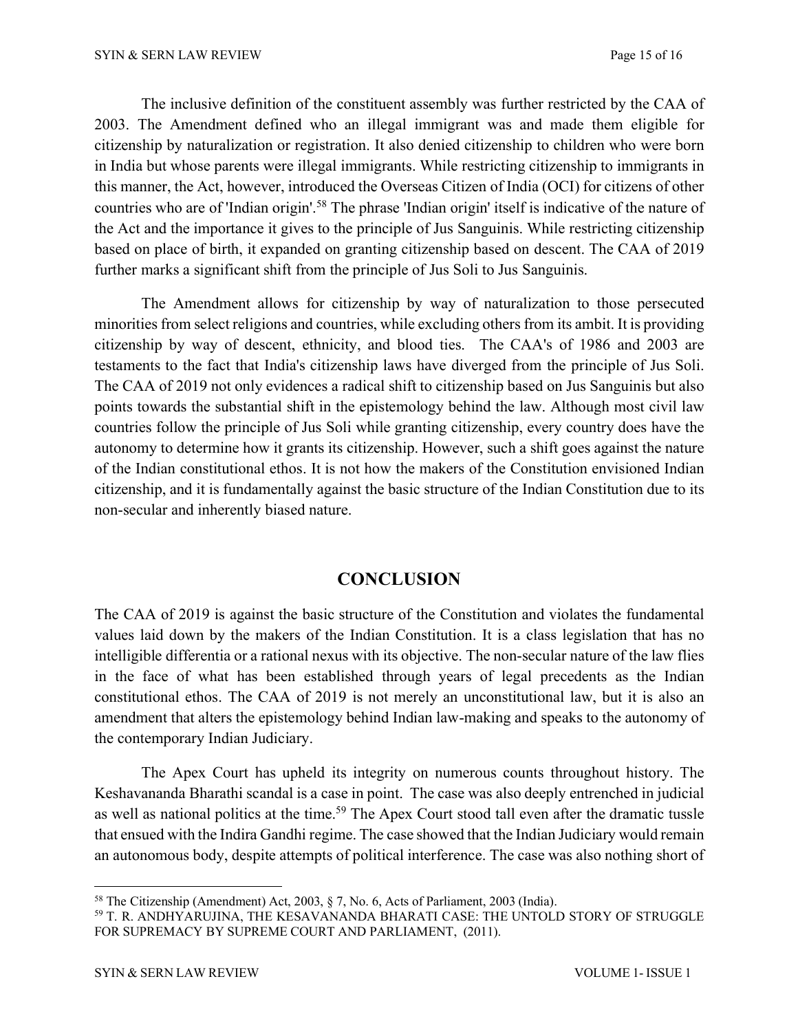The inclusive definition of the constituent assembly was further restricted by the CAA of 2003. The Amendment defined who an illegal immigrant was and made them eligible for citizenship by naturalization or registration. It also denied citizenship to children who were born in India but whose parents were illegal immigrants. While restricting citizenship to immigrants in this manner, the Act, however, introduced the Overseas Citizen of India (OCI) for citizens of other countries who are of 'Indian origin'.[58] The phrase 'Indian origin' itself is indicative of the nature of the Act and the importance it gives to the principle of Jus Sanguinis. While restricting citizenship based on place of birth, it expanded on granting citizenship based on descent. The CAA of 2019 further marks a significant shift from the principle of Jus Soli to Jus Sanguinis.

The Amendment allows for citizenship by way of naturalization to those persecuted minorities from select religions and countries, while excluding others from its ambit. It is providing citizenship by way of descent, ethnicity, and blood ties. The CAA's of 1986 and 2003 are testaments to the fact that India's citizenship laws have diverged from the principle of Jus Soli. The CAA of 2019 not only evidences a radical shift to citizenship based on Jus Sanguinis but also points towards the substantial shift in the epistemology behind the law. Although most civil law countries follow the principle of Jus Soli while granting citizenship, every country does have the autonomy to determine how it grants its citizenship. However, such a shift goes against the nature of the Indian constitutional ethos. It is not how the makers of the Constitution envisioned Indian citizenship, and it is fundamentally against the basic structure of the Indian Constitution due to its non-secular and inherently biased nature.

## CONCLUSION

The CAA of 2019 is against the basic structure of the Constitution and violates the fundamental values laid down by the makers of the Indian Constitution. It is a class legislation that has no intelligible differentia or a rational nexus with its objective. The non-secular nature of the law flies in the face of what has been established through years of legal precedents as the Indian constitutional ethos. The CAA of 2019 is not merely an unconstitutional law, but it is also an amendment that alters the epistemology behind Indian law-making and speaks to the autonomy of the contemporary Indian Judiciary.

The Apex Court has upheld its integrity on numerous counts throughout history. The Keshavananda Bharathi scandal is a case in point. The case was also deeply entrenched in judicial as well as national politics at the time.[59] The Apex Court stood tall even after the dramatic tussle that ensued with the Indira Gandhi regime. The case showed that the Indian Judiciary would remain an autonomous body, despite attempts of political interference. The case was also nothing short of

---

[58] The Citizenship (Amendment) Act, 2003, § 7, No. 6, Acts of Parliament, 2003 (India).

[59] T. R. ANDHYARUJINA, THE KESAVANANDA BHARATI CASE: THE UNTOLD STORY OF STRUGGLE FOR SUPREMACY BY SUPREME COURT AND PARLIAMENT, (2011).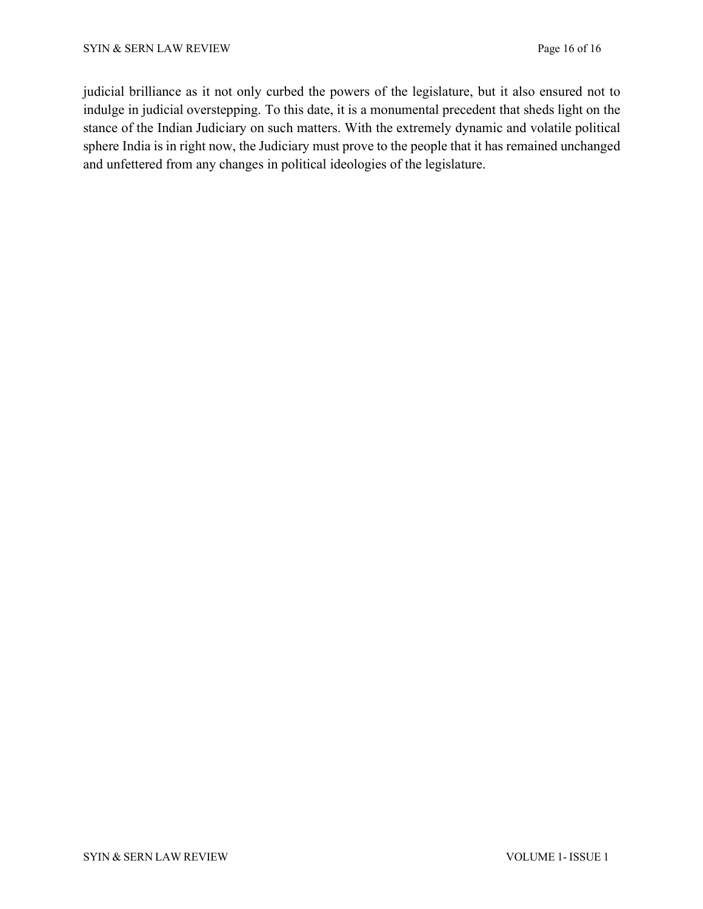judicial brilliance as it not only curbed the powers of the legislature, but it also ensured not to indulge in judicial overstepping. To this date, it is a monumental precedent that sheds light on the stance of the Indian Judiciary on such matters. With the extremely dynamic and volatile political sphere India is in right now, the Judiciary must prove to the people that it has remained unchanged and unfettered from any changes in political ideologies of the legislature.